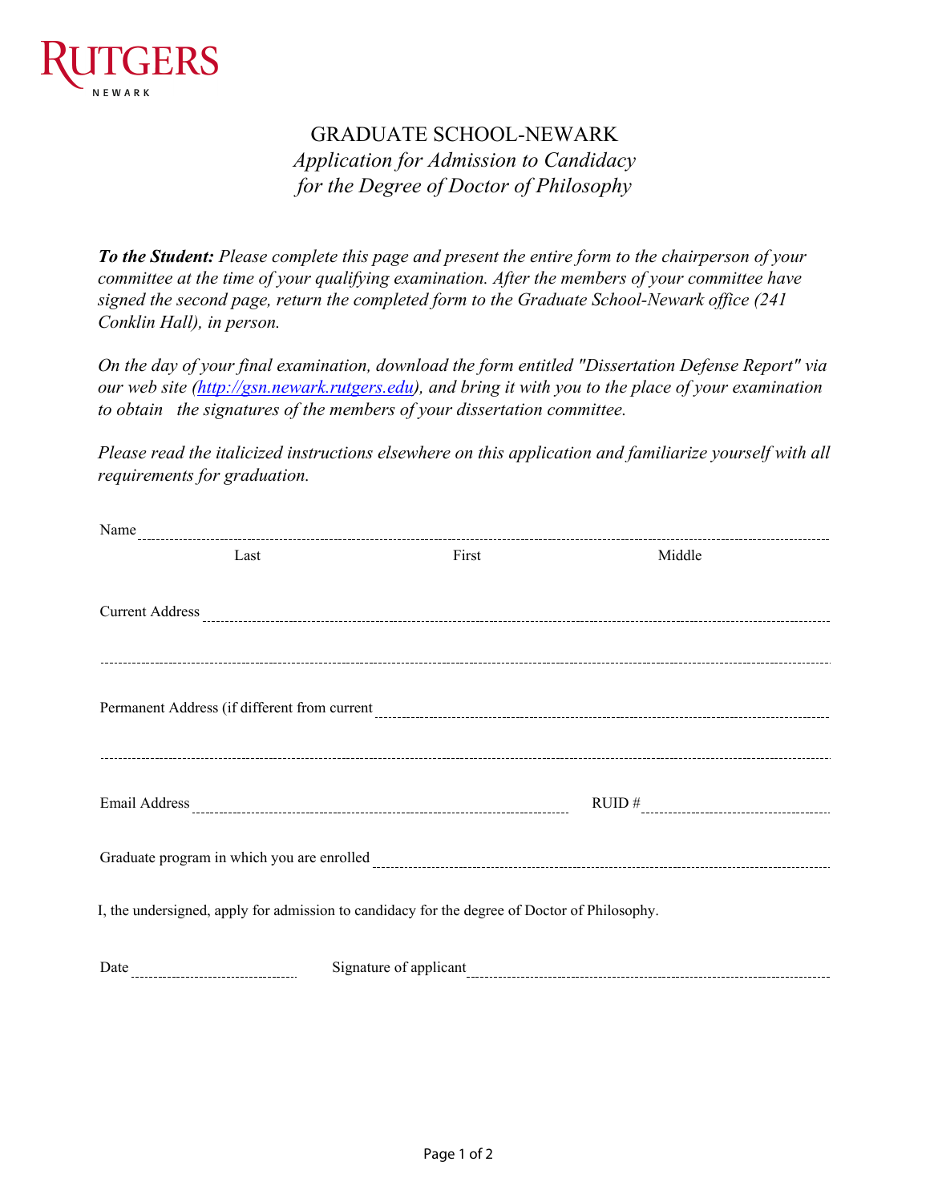RUTGERS
NEWARK

# GRADUATE SCHOOL-NEWARK

## *Application for Admission to Candidacy for the Degree of Doctor of Philosophy*

***To the Student:*** *Please complete this page and present the entire form to the chairperson of your committee at the time of your qualifying examination. After the members of your committee have signed the second page, return the completed form to the Graduate School-Newark office (241 Conklin Hall), in person.*

*On the day of your final examination, download the form entitled "Dissertation Defense Report" via our web site ([http://gsn.newark.rutgers.edu](http://gsn.newark.rutgers.edu)), and bring it with you to the place of your examination to obtain the signatures of the members of your dissertation committee.*

*Please read the italicized instructions elsewhere on this application and familiarize yourself with all requirements for graduation.*

Name ______________________________________________
Last First Middle

Current Address ______________________________________________

______________________________________________

Permanent Address (if different from current ______________________________________________

______________________________________________

Email Address ______________________ RUID # ______________________

Graduate program in which you are enrolled ______________________________________________

I, the undersigned, apply for admission to candidacy for the degree of Doctor of Philosophy.

Date ______________ Signature of applicant ______________________________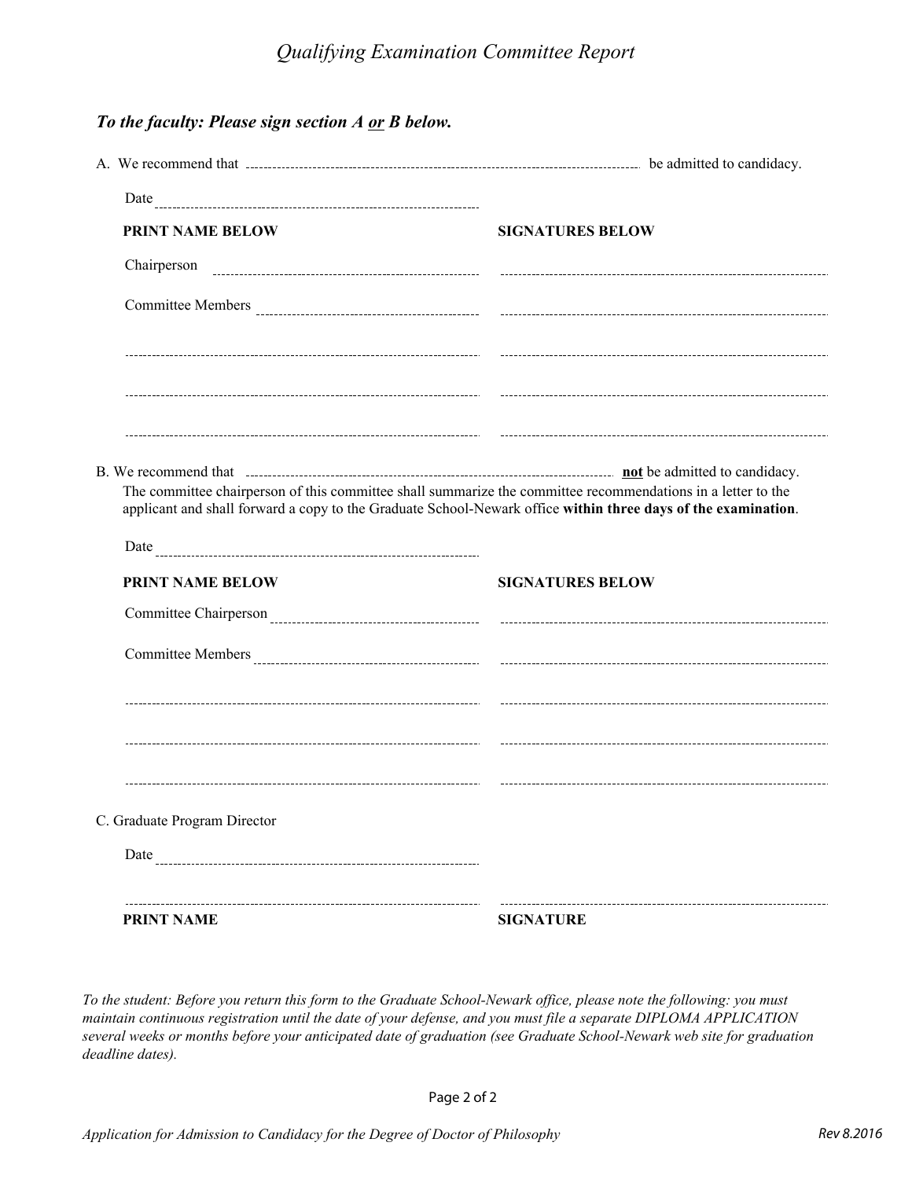# *Qualifying Examination Committee Report*

***To the faculty: Please sign section A <u>or</u> B below.***

A. We recommend that ______________________________ be admitted to candidacy.

Date ______________________________

| PRINT NAME BELOW | SIGNATURES BELOW |
| --- | --- |
| Chairperson ____________________ | ______________________________ |
| Committee Members ____________________ | ______________________________ |
| ______________________________ | ______________________________ |
| ______________________________ | ______________________________ |
| ______________________________ | ______________________________ |

B. We recommend that ______________________________ **not** be admitted to candidacy.
The committee chairperson of this committee shall summarize the committee recommendations in a letter to the applicant and shall forward a copy to the Graduate School-Newark office **within three days of the examination**.

Date ______________________________

| PRINT NAME BELOW | SIGNATURES BELOW |
| --- | --- |
| Committee Chairperson ____________________ | ______________________________ |
| Committee Members ____________________ | ______________________________ |
| ______________________________ | ______________________________ |
| ______________________________ | ______________________________ |
| ______________________________ | ______________________________ |

C. Graduate Program Director

Date ______________________________

| ______________________________ | ______________________________ |
| --- | --- |
| **PRINT NAME** | **SIGNATURE** |

*To the student: Before you return this form to the Graduate School-Newark office, please note the following: you must maintain continuous registration until the date of your defense, and you must file a separate DIPLOMA APPLICATION several weeks or months before your anticipated date of graduation (see Graduate School-Newark web site for graduation deadline dates).*